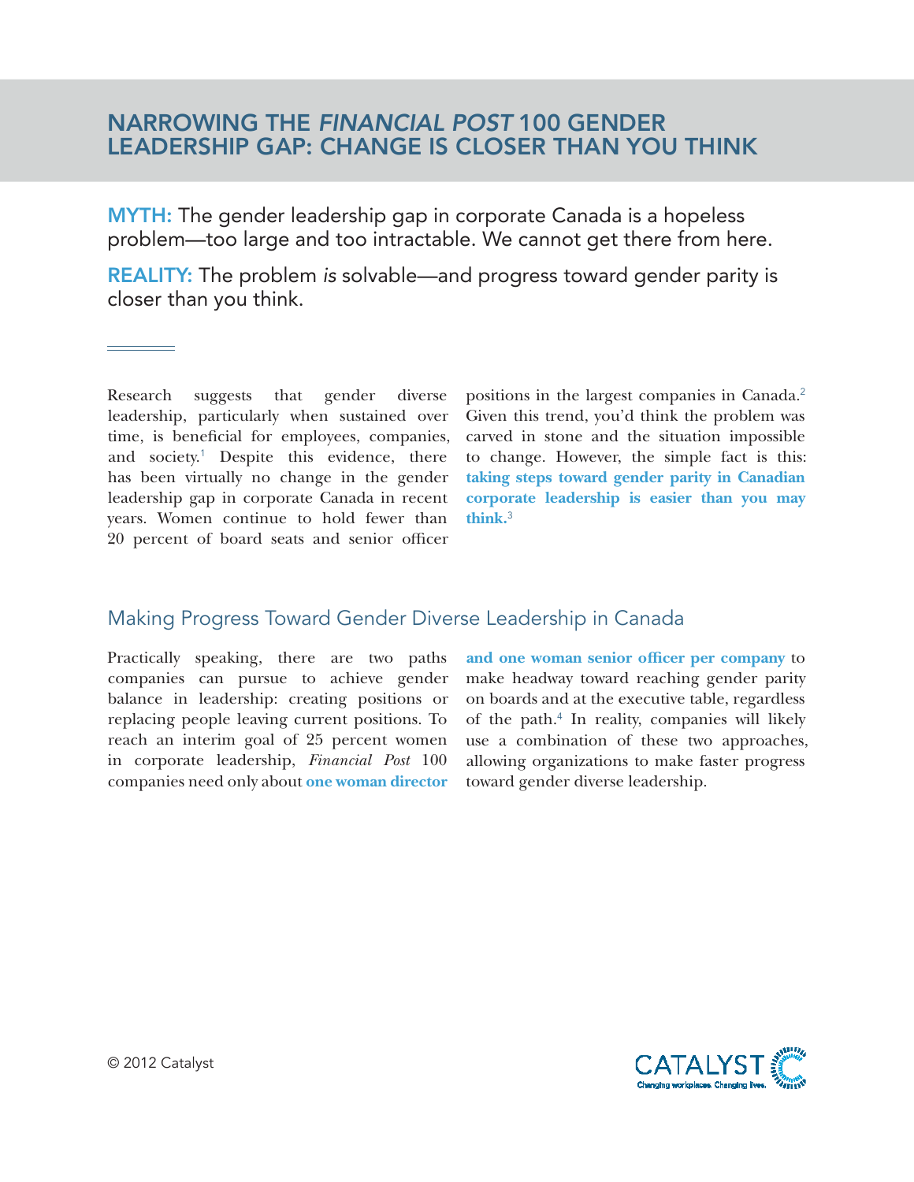# NARROWING THE *FINANCIAL POST* 100 GENDER LEADERSHIP GAP: CHANGE IS CLOSER THAN YOU THINK

**MYTH:** The gender leadership gap in corporate Canada is a hopeless problem—too large and too intractable. We cannot get there from here.

**REALITY:** The problem *is* solvable—and progress toward gender parity is closer than you think.

Research suggests that gender diverse leadership, particularly when sustained over time, is beneficial for employees, companies, and society.[1] Despite this evidence, there has been virtually no change in the gender leadership gap in corporate Canada in recent years. Women continue to hold fewer than 20 percent of board seats and senior officer positions in the largest companies in Canada.[2] Given this trend, you'd think the problem was carved in stone and the situation impossible to change. However, the simple fact is this: **taking steps toward gender parity in Canadian corporate leadership is easier than you may think.**[3]

## Making Progress Toward Gender Diverse Leadership in Canada

Practically speaking, there are two paths companies can pursue to achieve gender balance in leadership: creating positions or replacing people leaving current positions. To reach an interim goal of 25 percent women in corporate leadership, *Financial Post* 100 companies need only about **one woman director and one woman senior officer per company** to make headway toward reaching gender parity on boards and at the executive table, regardless of the path.[4] In reality, companies will likely use a combination of these two approaches, allowing organizations to make faster progress toward gender diverse leadership.

© 2012 Catalyst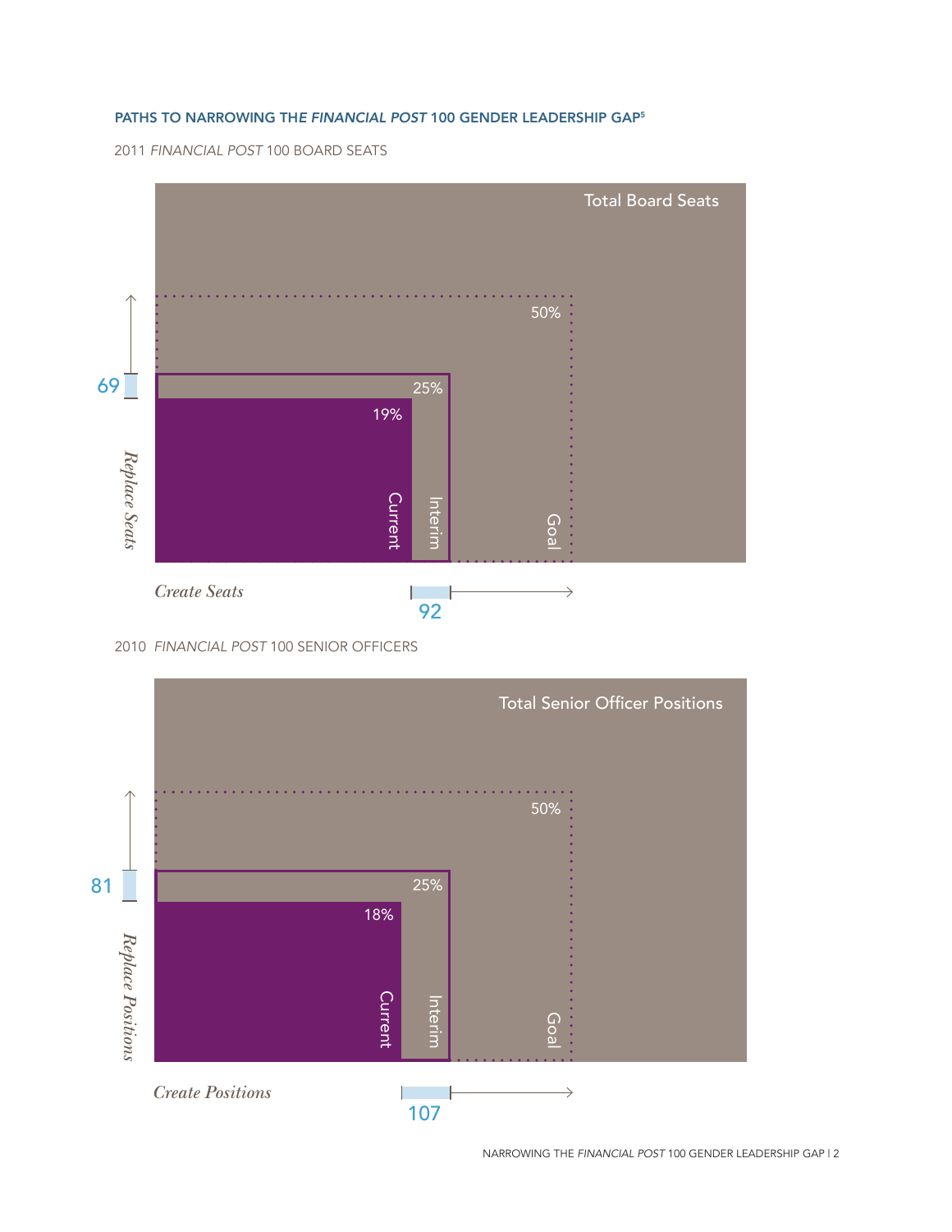### PATHS TO NARROWING THE *FINANCIAL POST* 100 GENDER LEADERSHIP GAP[5]

2011 *FINANCIAL POST* 100 BOARD SEATS

Total Board Seats

50%

25%

19%

Current

Interim

Goal

69

*Replace Seats*

*Create Seats*

92

2010 *FINANCIAL POST* 100 SENIOR OFFICERS

Total Senior Officer Positions

50%

25%

18%

Current

Interim

Goal

81

*Replace Positions*

*Create Positions*

107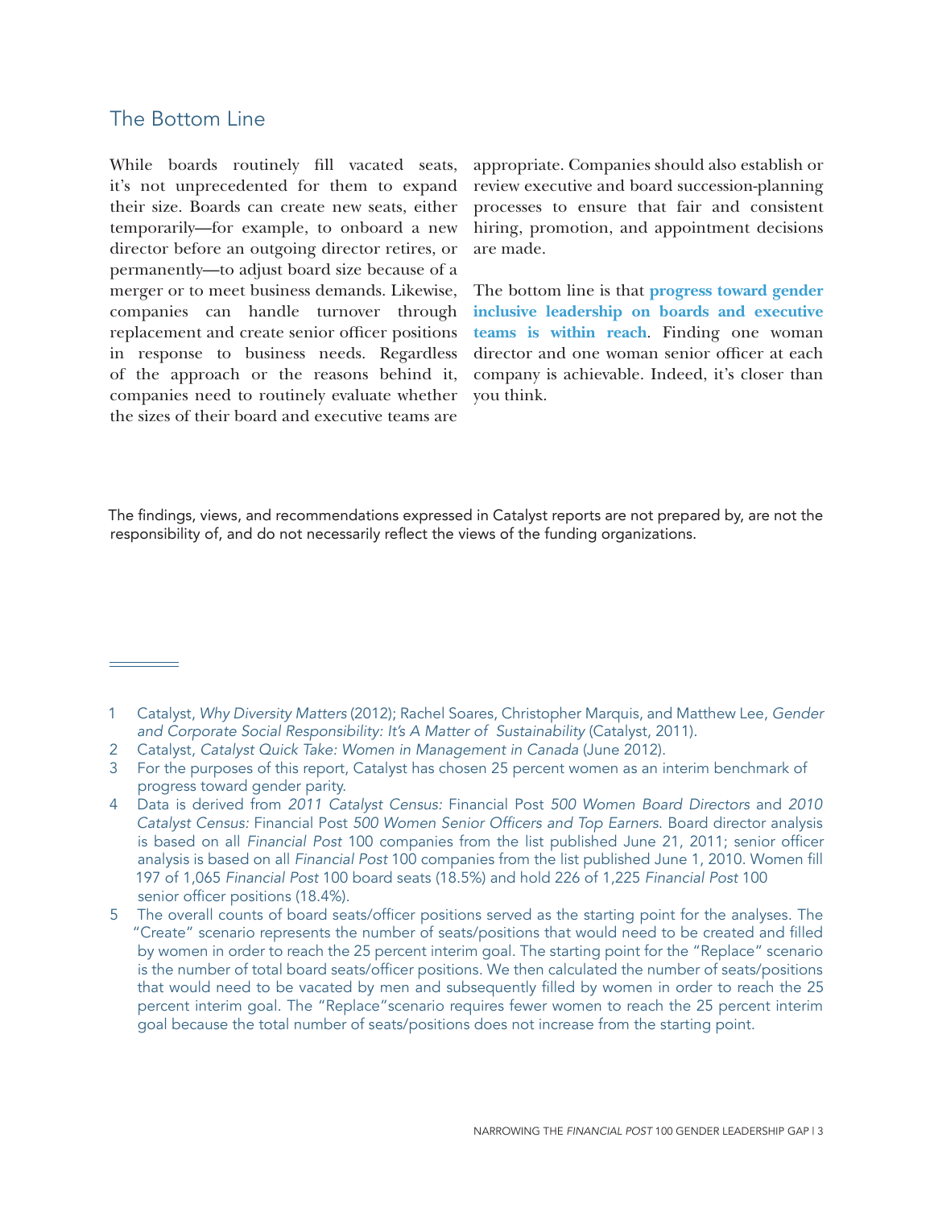## The Bottom Line

While boards routinely fill vacated seats, it's not unprecedented for them to expand their size. Boards can create new seats, either temporarily—for example, to onboard a new director before an outgoing director retires, or permanently—to adjust board size because of a merger or to meet business demands. Likewise, companies can handle turnover through replacement and create senior officer positions in response to business needs. Regardless of the approach or the reasons behind it, companies need to routinely evaluate whether the sizes of their board and executive teams are appropriate. Companies should also establish or review executive and board succession-planning processes to ensure that fair and consistent hiring, promotion, and appointment decisions are made.

The bottom line is that **progress toward gender inclusive leadership on boards and executive teams is within reach**. Finding one woman director and one woman senior officer at each company is achievable. Indeed, it's closer than you think.

The findings, views, and recommendations expressed in Catalyst reports are not prepared by, are not the responsibility of, and do not necessarily reflect the views of the funding organizations.

---

1. Catalyst, *Why Diversity Matters* (2012); Rachel Soares, Christopher Marquis, and Matthew Lee, *Gender and Corporate Social Responsibility: It's A Matter of Sustainability* (Catalyst, 2011).
2. Catalyst, *Catalyst Quick Take: Women in Management in Canada* (June 2012).
3. For the purposes of this report, Catalyst has chosen 25 percent women as an interim benchmark of progress toward gender parity.
4. Data is derived from *2011 Catalyst Census:* Financial Post *500 Women Board Directors* and *2010 Catalyst Census:* Financial Post *500 Women Senior Officers and Top Earners*. Board director analysis is based on all *Financial Post* 100 companies from the list published June 21, 2011; senior officer analysis is based on all *Financial Post* 100 companies from the list published June 1, 2010. Women fill 197 of 1,065 *Financial Post* 100 board seats (18.5%) and hold 226 of 1,225 *Financial Post* 100 senior officer positions (18.4%).
5. The overall counts of board seats/officer positions served as the starting point for the analyses. The "Create" scenario represents the number of seats/positions that would need to be created and filled by women in order to reach the 25 percent interim goal. The starting point for the "Replace" scenario is the number of total board seats/officer positions. We then calculated the number of seats/positions that would need to be vacated by men and subsequently filled by women in order to reach the 25 percent interim goal. The "Replace"scenario requires fewer women to reach the 25 percent interim goal because the total number of seats/positions does not increase from the starting point.